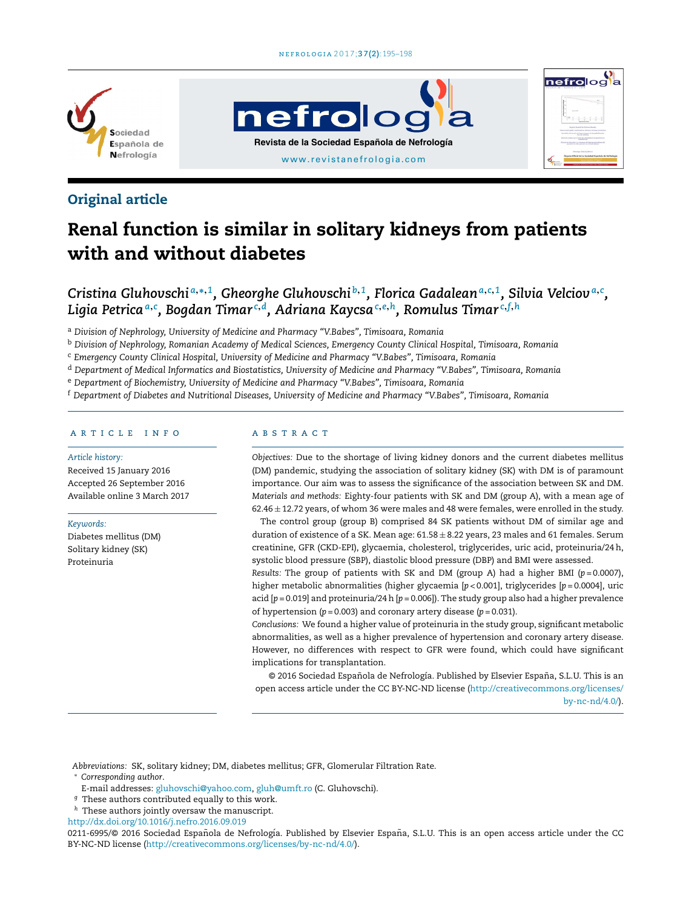Original article

# Renal function is similar in solitary kidneys from patients with and without diabetes

*Cristina Gluhovschi*[a,*,1], *Gheorghe Gluhovschi*[b,1], *Florica Gadalean*[a,c,1], *Silvia Velciov*[a,c], *Ligia Petrica*[a,c], *Bogdan Timar*[c,d], *Adriana Kaycsa*[c,e,h], *Romulus Timar*[c,f,h]

[a] *Division of Nephrology, University of Medicine and Pharmacy "V.Babes", Timisoara, Romania*
[b] *Division of Nephrology, Romanian Academy of Medical Sciences, Emergency County Clinical Hospital, Timisoara, Romania*
[c] *Emergency County Clinical Hospital, University of Medicine and Pharmacy "V.Babes", Timisoara, Romania*
[d] *Department of Medical Informatics and Biostatistics, University of Medicine and Pharmacy "V.Babes", Timisoara, Romania*
[e] *Department of Biochemistry, University of Medicine and Pharmacy "V.Babes", Timisoara, Romania*
[f] *Department of Diabetes and Nutritional Diseases, University of Medicine and Pharmacy "V.Babes", Timisoara, Romania*

## ARTICLE INFO

*Article history:*
Received 15 January 2016
Accepted 26 September 2016
Available online 3 March 2017

*Keywords:*
Diabetes mellitus (DM)
Solitary kidney (SK)
Proteinuria

## ABSTRACT

*Objectives:* Due to the shortage of living kidney donors and the current diabetes mellitus (DM) pandemic, studying the association of solitary kidney (SK) with DM is of paramount importance. Our aim was to assess the significance of the association between SK and DM.

*Materials and methods:* Eighty-four patients with SK and DM (group A), with a mean age of $62.46 \pm 12.72$ years, of whom 36 were males and 48 were females, were enrolled in the study.

The control group (group B) comprised 84 SK patients without DM of similar age and duration of existence of a SK. Mean age: $61.58 \pm 8.22$ years, 23 males and 61 females. Serum creatinine, GFR (CKD-EPI), glycaemia, cholesterol, triglycerides, uric acid, proteinuria/24 h, systolic blood pressure (SBP), diastolic blood pressure (DBP) and BMI were assessed.

*Results:* The group of patients with SK and DM (group A) had a higher BMI ($p = 0.0007$), higher metabolic abnormalities (higher glycaemia [$p < 0.001$], triglycerides [$p = 0.0004$], uric acid [$p = 0.019$] and proteinuria/24 h [$p = 0.006$]). The study group also had a higher prevalence of hypertension ($p = 0.003$) and coronary artery disease ($p = 0.031$).

*Conclusions:* We found a higher value of proteinuria in the study group, significant metabolic abnormalities, as well as a higher prevalence of hypertension and coronary artery disease. However, no differences with respect to GFR were found, which could have significant implications for transplantation.

© 2016 Sociedad Española de Nefrología. Published by Elsevier España, S.L.U. This is an open access article under the CC BY-NC-ND license (http://creativecommons.org/licenses/by-nc-nd/4.0/).

*Abbreviations:* SK, solitary kidney; DM, diabetes mellitus; GFR, Glomerular Filtration Rate.
[*] *Corresponding author.*
E-mail addresses: gluhovschi@yahoo.com, gluh@umft.ro (C. Gluhovschi).
[g] These authors contributed equally to this work.
[h] These authors jointly oversaw the manuscript.
http://dx.doi.org/10.1016/j.nefro.2016.09.019
0211-6995/© 2016 Sociedad Española de Nefrología. Published by Elsevier España, S.L.U. This is an open access article under the CC BY-NC-ND license (http://creativecommons.org/licenses/by-nc-nd/4.0/).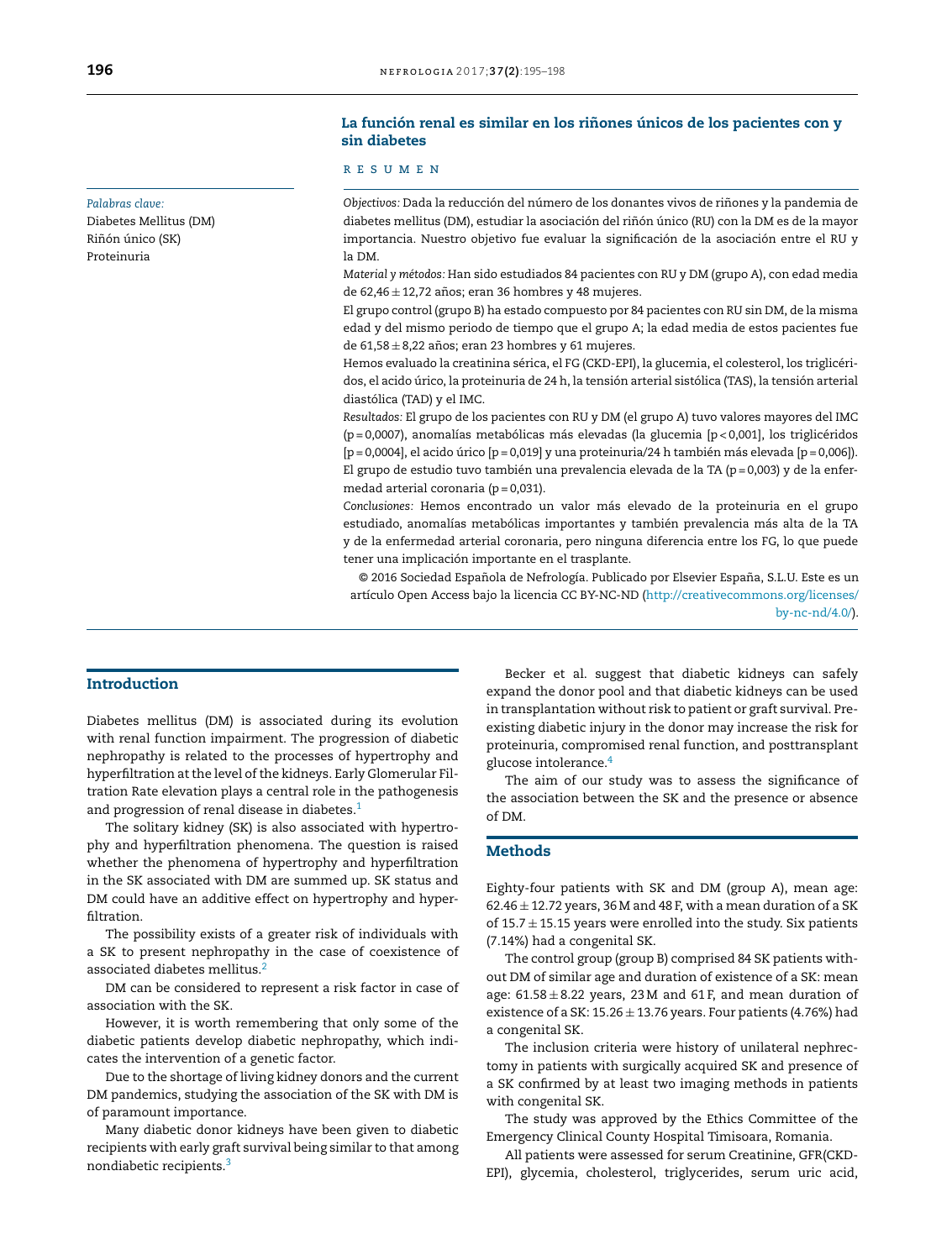## La función renal es similar en los riñones únicos de los pacientes con y sin diabetes

R E S U M E N

*Palabras clave:*
Diabetes Mellitus (DM)
Riñón único (SK)
Proteinuria

*Objectivos:* Dada la reducción del número de los donantes vivos de riñones y la pandemia de diabetes mellitus (DM), estudiar la asociación del riñón único (RU) con la DM es de la mayor importancia. Nuestro objetivo fue evaluar la significación de la asociación entre el RU y la DM.

*Material y métodos:* Han sido estudiados 84 pacientes con RU y DM (grupo A), con edad media de 62,46 ± 12,72 años; eran 36 hombres y 48 mujeres.

El grupo control (grupo B) ha estado compuesto por 84 pacientes con RU sin DM, de la misma edad y del mismo periodo de tiempo que el grupo A; la edad media de estos pacientes fue de 61,58 ± 8,22 años; eran 23 hombres y 61 mujeres.

Hemos evaluado la creatinina sérica, el FG (CKD-EPI), la glucemia, el colesterol, los triglicéridos, el acido úrico, la proteinuria de 24 h, la tensión arterial sistólica (TAS), la tensión arterial diastólica (TAD) y el IMC.

*Resultados:* El grupo de los pacientes con RU y DM (el grupo A) tuvo valores mayores del IMC (p = 0,0007), anomalías metabólicas más elevadas (la glucemia [p < 0,001], los triglicéridos [p = 0,0004], el acido úrico [p = 0,019] y una proteinuria/24 h también más elevada [p = 0,006]). El grupo de estudio tuvo también una prevalencia elevada de la TA (p = 0,003) y de la enfermedad arterial coronaria (p = 0,031).

*Conclusiones:* Hemos encontrado un valor más elevado de la proteinuria en el grupo estudiado, anomalías metabólicas importantes y también prevalencia más alta de la TA y de la enfermedad arterial coronaria, pero ninguna diferencia entre los FG, lo que puede tener una implicación importante en el trasplante.

© 2016 Sociedad Española de Nefrología. Publicado por Elsevier España, S.L.U. Este es un artículo Open Access bajo la licencia CC BY-NC-ND (http://creativecommons.org/licenses/by-nc-nd/4.0/).

## Introduction

Diabetes mellitus (DM) is associated during its evolution with renal function impairment. The progression of diabetic nephropathy is related to the processes of hypertrophy and hyperfiltration at the level of the kidneys. Early Glomerular Filtration Rate elevation plays a central role in the pathogenesis and progression of renal disease in diabetes.[1]

The solitary kidney (SK) is also associated with hypertrophy and hyperfiltration phenomena. The question is raised whether the phenomena of hypertrophy and hyperfiltration in the SK associated with DM are summed up. SK status and DM could have an additive effect on hypertrophy and hyperfiltration.

The possibility exists of a greater risk of individuals with a SK to present nephropathy in the case of coexistence of associated diabetes mellitus.[2]

DM can be considered to represent a risk factor in case of association with the SK.

However, it is worth remembering that only some of the diabetic patients develop diabetic nephropathy, which indicates the intervention of a genetic factor.

Due to the shortage of living kidney donors and the current DM pandemics, studying the association of the SK with DM is of paramount importance.

Many diabetic donor kidneys have been given to diabetic recipients with early graft survival being similar to that among nondiabetic recipients.[3]

Becker et al. suggest that diabetic kidneys can safely expand the donor pool and that diabetic kidneys can be used in transplantation without risk to patient or graft survival. Preexisting diabetic injury in the donor may increase the risk for proteinuria, compromised renal function, and posttransplant glucose intolerance.[4]

The aim of our study was to assess the significance of the association between the SK and the presence or absence of DM.

## Methods

Eighty-four patients with SK and DM (group A), mean age: 62.46 ± 12.72 years, 36 M and 48 F, with a mean duration of a SK of 15.7 ± 15.15 years were enrolled into the study. Six patients (7.14%) had a congenital SK.

The control group (group B) comprised 84 SK patients without DM of similar age and duration of existence of a SK: mean age: 61.58 ± 8.22 years, 23 M and 61 F, and mean duration of existence of a SK: 15.26 ± 13.76 years. Four patients (4.76%) had a congenital SK.

The inclusion criteria were history of unilateral nephrectomy in patients with surgically acquired SK and presence of a SK confirmed by at least two imaging methods in patients with congenital SK.

The study was approved by the Ethics Committee of the Emergency Clinical County Hospital Timisoara, Romania.

All patients were assessed for serum Creatinine, GFR(CKD-EPI), glycemia, cholesterol, triglycerides, serum uric acid,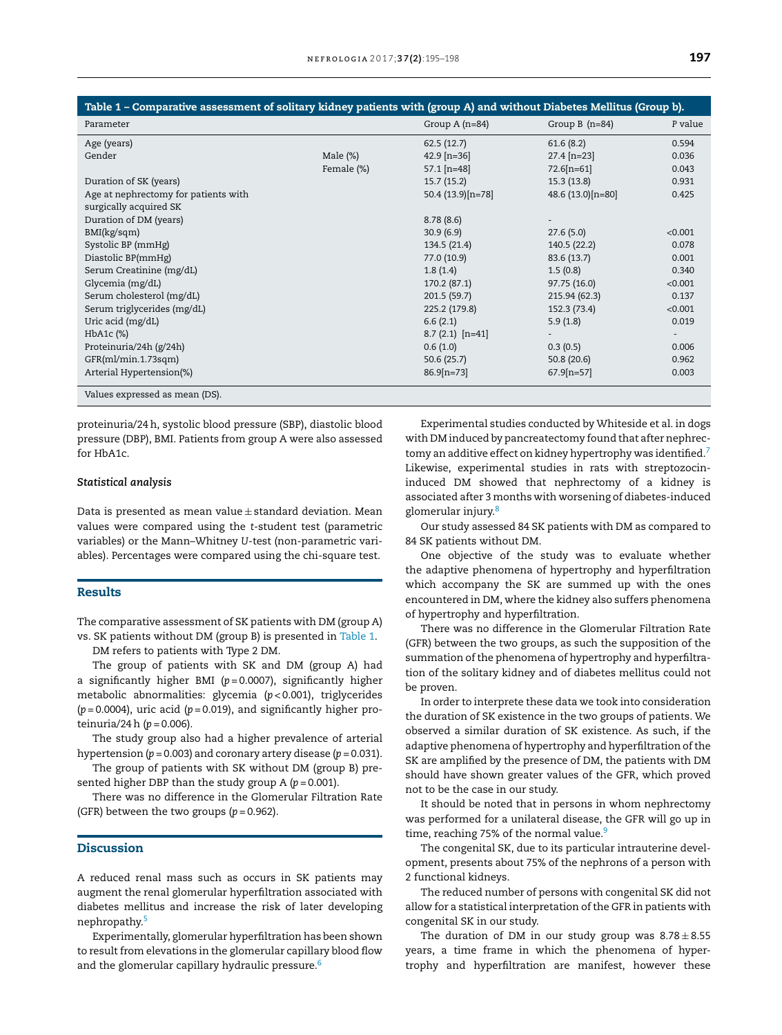**Table 1 – Comparative assessment of solitary kidney patients with (group A) and without Diabetes Mellitus (Group b).**

| Parameter | | Group A (n=84) | Group B (n=84) | P value |
|---|---|---|---|---|
| Age (years) | | 62.5 (12.7) | 61.6 (8.2) | 0.594 |
| Gender | Male (%) | 42.9 [n=36] | 27.4 [n=23] | 0.036 |
| | Female (%) | 57.1 [n=48] | 72.6[n=61] | 0.043 |
| Duration of SK (years) | | 15.7 (15.2) | 15.3 (13.8) | 0.931 |
| Age at nephrectomy for patients with surgically acquired SK | | 50.4 (13.9)[n=78] | 48.6 (13.0)[n=80] | 0.425 |
| Duration of DM (years) | | 8.78 (8.6) | - | |
| BMI(kg/sqm) | | 30.9 (6.9) | 27.6 (5.0) | <0.001 |
| Systolic BP (mmHg) | | 134.5 (21.4) | 140.5 (22.2) | 0.078 |
| Diastolic BP(mmHg) | | 77.0 (10.9) | 83.6 (13.7) | 0.001 |
| Serum Creatinine (mg/dL) | | 1.8 (1.4) | 1.5 (0.8) | 0.340 |
| Glycemia (mg/dL) | | 170.2 (87.1) | 97.75 (16.0) | <0.001 |
| Serum cholesterol (mg/dL) | | 201.5 (59.7) | 215.94 (62.3) | 0.137 |
| Serum triglycerides (mg/dL) | | 225.2 (179.8) | 152.3 (73.4) | <0.001 |
| Uric acid (mg/dL) | | 6.6 (2.1) | 5.9 (1.8) | 0.019 |
| HbA1c (%) | | 8.7 (2.1) [n=41] | - | - |
| Proteinuria/24h (g/24h) | | 0.6 (1.0) | 0.3 (0.5) | 0.006 |
| GFR(ml/min.1.73sqm) | | 50.6 (25.7) | 50.8 (20.6) | 0.962 |
| Arterial Hypertension(%) | | 86.9[n=73] | 67.9[n=57] | 0.003 |

Values expressed as mean (DS).

proteinuria/24 h, systolic blood pressure (SBP), diastolic blood pressure (DBP), BMI. Patients from group A were also assessed for HbA1c.

### *Statistical analysis*

Data is presented as mean value ± standard deviation. Mean values were compared using the *t*-student test (parametric variables) or the Mann–Whitney *U*-test (non-parametric variables). Percentages were compared using the chi-square test.

## Results

The comparative assessment of SK patients with DM (group A) vs. SK patients without DM (group B) is presented in Table 1.

DM refers to patients with Type 2 DM.

The group of patients with SK and DM (group A) had a significantly higher BMI ($p = 0.0007$), significantly higher metabolic abnormalities: glycemia ($p < 0.001$), triglycerides ($p = 0.0004$), uric acid ($p = 0.019$), and significantly higher proteinuria/24 h ($p = 0.006$).

The study group also had a higher prevalence of arterial hypertension ($p = 0.003$) and coronary artery disease ($p = 0.031$).

The group of patients with SK without DM (group B) presented higher DBP than the study group A ($p = 0.001$).

There was no difference in the Glomerular Filtration Rate (GFR) between the two groups ($p = 0.962$).

## Discussion

A reduced renal mass such as occurs in SK patients may augment the renal glomerular hyperfiltration associated with diabetes mellitus and increase the risk of later developing nephropathy.[5]

Experimentally, glomerular hyperfiltration has been shown to result from elevations in the glomerular capillary blood flow and the glomerular capillary hydraulic pressure.[6]

Experimental studies conducted by Whiteside et al. in dogs with DM induced by pancreatectomy found that after nephrectomy an additive effect on kidney hypertrophy was identified.[7] Likewise, experimental studies in rats with streptozocin-induced DM showed that nephrectomy of a kidney is associated after 3 months with worsening of diabetes-induced glomerular injury.[8]

Our study assessed 84 SK patients with DM as compared to 84 SK patients without DM.

One objective of the study was to evaluate whether the adaptive phenomena of hypertrophy and hyperfiltration which accompany the SK are summed up with the ones encountered in DM, where the kidney also suffers phenomena of hypertrophy and hyperfiltration.

There was no difference in the Glomerular Filtration Rate (GFR) between the two groups, as such the supposition of the summation of the phenomena of hypertrophy and hyperfiltration of the solitary kidney and of diabetes mellitus could not be proven.

In order to interprete these data we took into consideration the duration of SK existence in the two groups of patients. We observed a similar duration of SK existence. As such, if the adaptive phenomena of hypertrophy and hyperfiltration of the SK are amplified by the presence of DM, the patients with DM should have shown greater values of the GFR, which proved not to be the case in our study.

It should be noted that in persons in whom nephrectomy was performed for a unilateral disease, the GFR will go up in time, reaching 75% of the normal value.[9]

The congenital SK, due to its particular intrauterine development, presents about 75% of the nephrons of a person with 2 functional kidneys.

The reduced number of persons with congenital SK did not allow for a statistical interpretation of the GFR in patients with congenital SK in our study.

The duration of DM in our study group was 8.78 ± 8.55 years, a time frame in which the phenomena of hypertrophy and hyperfiltration are manifest, however these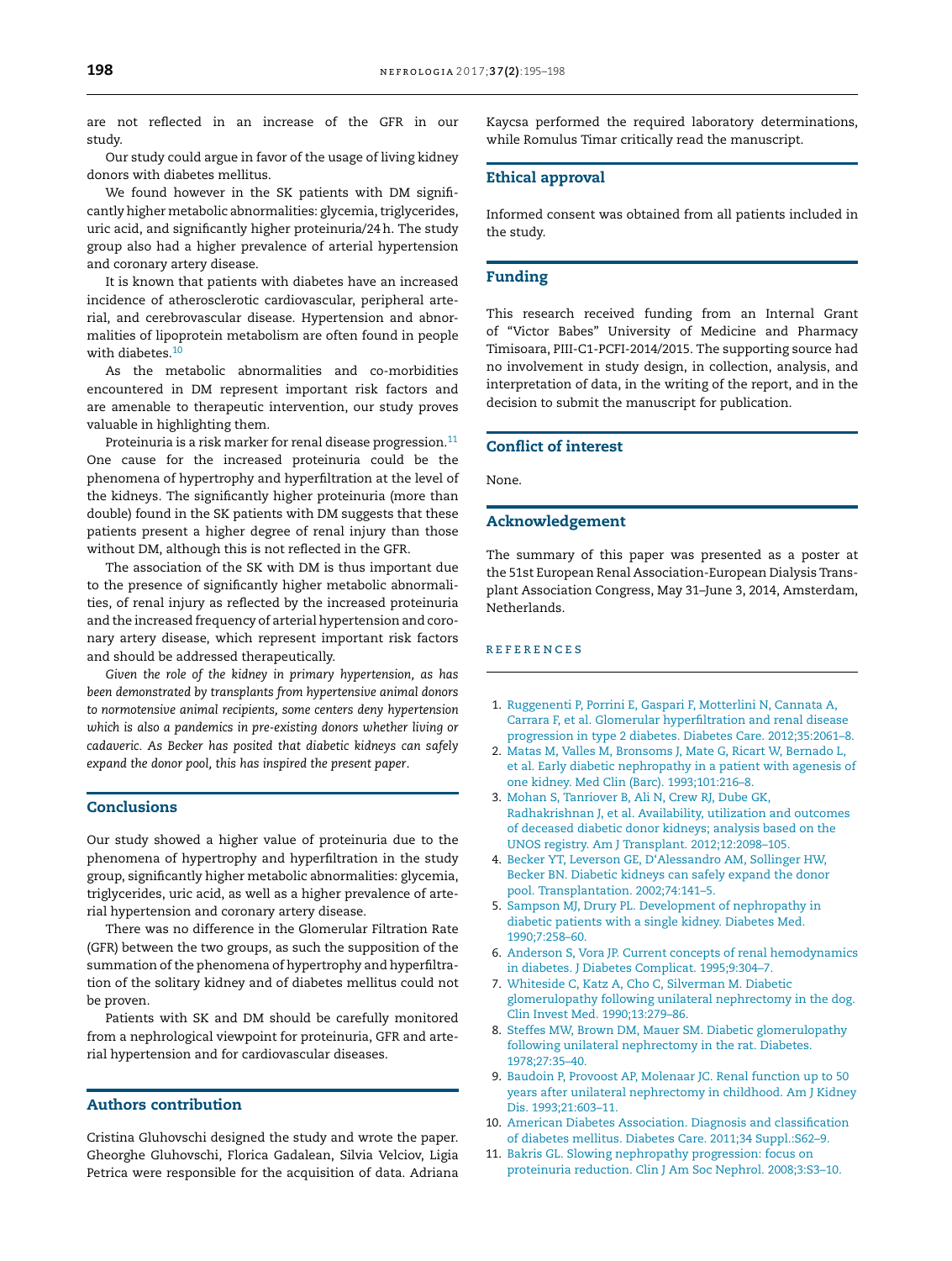are not reflected in an increase of the GFR in our study.

Our study could argue in favor of the usage of living kidney donors with diabetes mellitus.

We found however in the SK patients with DM significantly higher metabolic abnormalities: glycemia, triglycerides, uric acid, and significantly higher proteinuria/24 h. The study group also had a higher prevalence of arterial hypertension and coronary artery disease.

It is known that patients with diabetes have an increased incidence of atherosclerotic cardiovascular, peripheral arterial, and cerebrovascular disease. Hypertension and abnormalities of lipoprotein metabolism are often found in people with diabetes.[10]

As the metabolic abnormalities and co-morbidities encountered in DM represent important risk factors and are amenable to therapeutic intervention, our study proves valuable in highlighting them.

Proteinuria is a risk marker for renal disease progression.[11] One cause for the increased proteinuria could be the phenomena of hypertrophy and hyperfiltration at the level of the kidneys. The significantly higher proteinuria (more than double) found in the SK patients with DM suggests that these patients present a higher degree of renal injury than those without DM, although this is not reflected in the GFR.

The association of the SK with DM is thus important due to the presence of significantly higher metabolic abnormalities, of renal injury as reflected by the increased proteinuria and the increased frequency of arterial hypertension and coronary artery disease, which represent important risk factors and should be addressed therapeutically.

*Given the role of the kidney in primary hypertension, as has been demonstrated by transplants from hypertensive animal donors to normotensive animal recipients, some centers deny hypertension which is also a pandemics in pre-existing donors whether living or cadaveric. As Becker has posited that diabetic kidneys can safely expand the donor pool, this has inspired the present paper*.

## Conclusions

Our study showed a higher value of proteinuria due to the phenomena of hypertrophy and hyperfiltration in the study group, significantly higher metabolic abnormalities: glycemia, triglycerides, uric acid, as well as a higher prevalence of arterial hypertension and coronary artery disease.

There was no difference in the Glomerular Filtration Rate (GFR) between the two groups, as such the supposition of the summation of the phenomena of hypertrophy and hyperfiltration of the solitary kidney and of diabetes mellitus could not be proven.

Patients with SK and DM should be carefully monitored from a nephrological viewpoint for proteinuria, GFR and arterial hypertension and for cardiovascular diseases.

## Authors contribution

Cristina Gluhovschi designed the study and wrote the paper. Gheorghe Gluhovschi, Florica Gadalean, Silvia Velciov, Ligia Petrica were responsible for the acquisition of data. Adriana Kaycsa performed the required laboratory determinations, while Romulus Timar critically read the manuscript.

## Ethical approval

Informed consent was obtained from all patients included in the study.

## Funding

This research received funding from an Internal Grant of "Victor Babes" University of Medicine and Pharmacy Timisoara, PIII-C1-PCFI-2014/2015. The supporting source had no involvement in study design, in collection, analysis, and interpretation of data, in the writing of the report, and in the decision to submit the manuscript for publication.

## Conflict of interest

None.

## Acknowledgement

The summary of this paper was presented as a poster at the 51st European Renal Association-European Dialysis Transplant Association Congress, May 31–June 3, 2014, Amsterdam, Netherlands.

## REFERENCES

1. Ruggenenti P, Porrini E, Gaspari F, Motterlini N, Cannata A, Carrara F, et al. Glomerular hyperfiltration and renal disease progression in type 2 diabetes. Diabetes Care. 2012;35:2061–8.
2. Matas M, Valles M, Bronsoms J, Mate G, Ricart W, Bernado L, et al. Early diabetic nephropathy in a patient with agenesis of one kidney. Med Clin (Barc). 1993;101:216–8.
3. Mohan S, Tanriover B, Ali N, Crew RJ, Dube GK, Radhakrishnan J, et al. Availability, utilization and outcomes of deceased diabetic donor kidneys; analysis based on the UNOS registry. Am J Transplant. 2012;12:2098–105.
4. Becker YT, Leverson GE, D'Alessandro AM, Sollinger HW, Becker BN. Diabetic kidneys can safely expand the donor pool. Transplantation. 2002;74:141–5.
5. Sampson MJ, Drury PL. Development of nephropathy in diabetic patients with a single kidney. Diabetes Med. 1990;7:258–60.
6. Anderson S, Vora JP. Current concepts of renal hemodynamics in diabetes. J Diabetes Complicat. 1995;9:304–7.
7. Whiteside C, Katz A, Cho C, Silverman M. Diabetic glomerulopathy following unilateral nephrectomy in the dog. Clin Invest Med. 1990;13:279–86.
8. Steffes MW, Brown DM, Mauer SM. Diabetic glomerulopathy following unilateral nephrectomy in the rat. Diabetes. 1978;27:35–40.
9. Baudoin P, Provoost AP, Molenaar JC. Renal function up to 50 years after unilateral nephrectomy in childhood. Am J Kidney Dis. 1993;21:603–11.
10. American Diabetes Association. Diagnosis and classification of diabetes mellitus. Diabetes Care. 2011;34 Suppl.:S62–9.
11. Bakris GL. Slowing nephropathy progression: focus on proteinuria reduction. Clin J Am Soc Nephrol. 2008;3:S3–10.